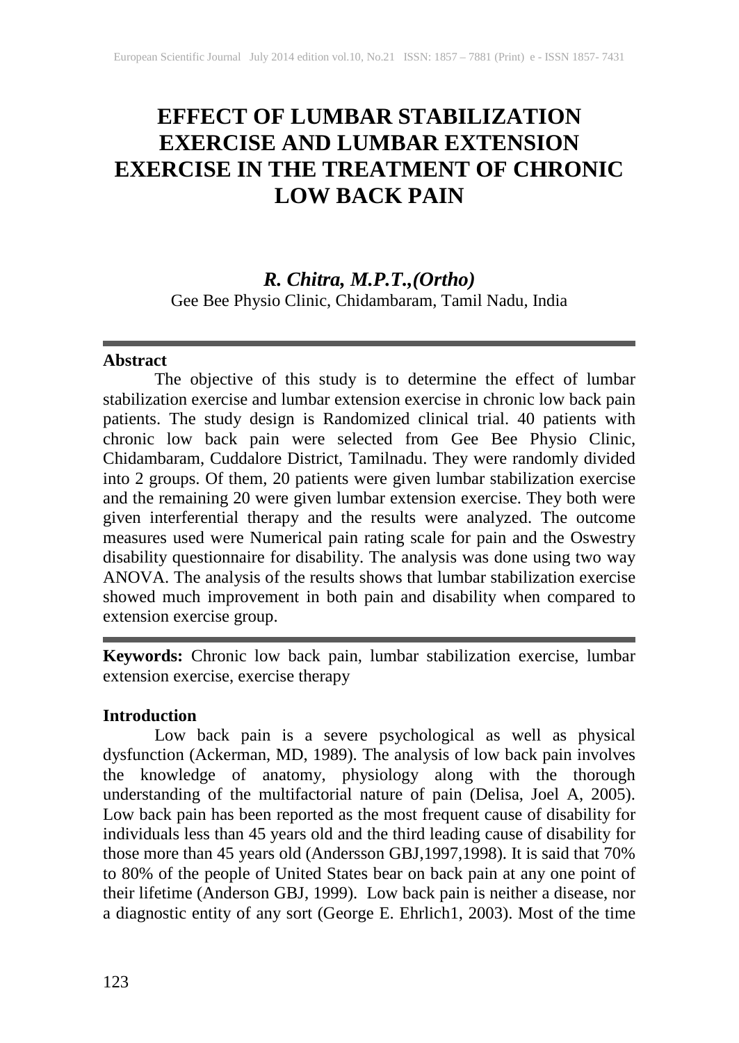# EFFECT OF LUMBAR STABILIZATION EXERCISE AND LUMBAR EXTENSION EXERCISE IN THE TREATMENT OF CHRONIC LOW BACK PAIN

***R. Chitra, M.P.T.,(Ortho)***

Gee Bee Physio Clinic, Chidambaram, Tamil Nadu, India

---

**Abstract**

The objective of this study is to determine the effect of lumbar stabilization exercise and lumbar extension exercise in chronic low back pain patients. The study design is Randomized clinical trial. 40 patients with chronic low back pain were selected from Gee Bee Physio Clinic, Chidambaram, Cuddalore District, Tamilnadu. They were randomly divided into 2 groups. Of them, 20 patients were given lumbar stabilization exercise and the remaining 20 were given lumbar extension exercise. They both were given interferential therapy and the results were analyzed. The outcome measures used were Numerical pain rating scale for pain and the Oswestry disability questionnaire for disability. The analysis was done using two way ANOVA. The analysis of the results shows that lumbar stabilization exercise showed much improvement in both pain and disability when compared to extension exercise group.

---

**Keywords:** Chronic low back pain, lumbar stabilization exercise, lumbar extension exercise, exercise therapy

## Introduction

Low back pain is a severe psychological as well as physical dysfunction (Ackerman, MD, 1989). The analysis of low back pain involves the knowledge of anatomy, physiology along with the thorough understanding of the multifactorial nature of pain (Delisa, Joel A, 2005). Low back pain has been reported as the most frequent cause of disability for individuals less than 45 years old and the third leading cause of disability for those more than 45 years old (Andersson GBJ,1997,1998). It is said that 70% to 80% of the people of United States bear on back pain at any one point of their lifetime (Anderson GBJ, 1999). Low back pain is neither a disease, nor a diagnostic entity of any sort (George E. Ehrlich1, 2003). Most of the time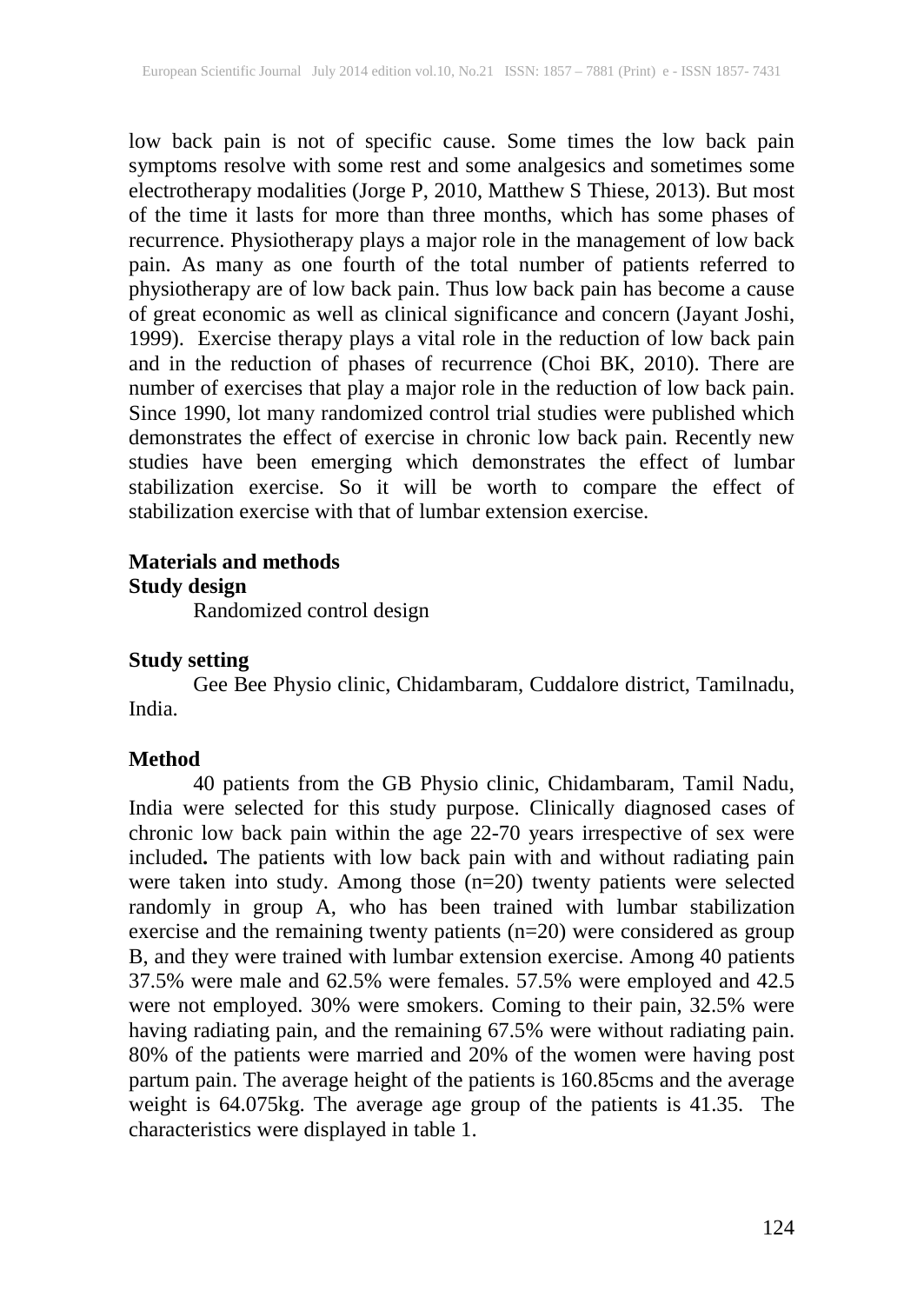low back pain is not of specific cause. Some times the low back pain symptoms resolve with some rest and some analgesics and sometimes some electrotherapy modalities (Jorge P, 2010, Matthew S Thiese, 2013). But most of the time it lasts for more than three months, which has some phases of recurrence. Physiotherapy plays a major role in the management of low back pain. As many as one fourth of the total number of patients referred to physiotherapy are of low back pain. Thus low back pain has become a cause of great economic as well as clinical significance and concern (Jayant Joshi, 1999). Exercise therapy plays a vital role in the reduction of low back pain and in the reduction of phases of recurrence (Choi BK, 2010). There are number of exercises that play a major role in the reduction of low back pain. Since 1990, lot many randomized control trial studies were published which demonstrates the effect of exercise in chronic low back pain. Recently new studies have been emerging which demonstrates the effect of lumbar stabilization exercise. So it will be worth to compare the effect of stabilization exercise with that of lumbar extension exercise.

## Materials and methods

### Study design

Randomized control design

### Study setting

Gee Bee Physio clinic, Chidambaram, Cuddalore district, Tamilnadu, India.

### Method

40 patients from the GB Physio clinic, Chidambaram, Tamil Nadu, India were selected for this study purpose. Clinically diagnosed cases of chronic low back pain within the age 22-70 years irrespective of sex were included**.** The patients with low back pain with and without radiating pain were taken into study. Among those (n=20) twenty patients were selected randomly in group A, who has been trained with lumbar stabilization exercise and the remaining twenty patients (n=20) were considered as group B, and they were trained with lumbar extension exercise. Among 40 patients 37.5% were male and 62.5% were females. 57.5% were employed and 42.5 were not employed. 30% were smokers. Coming to their pain, 32.5% were having radiating pain, and the remaining 67.5% were without radiating pain. 80% of the patients were married and 20% of the women were having post partum pain. The average height of the patients is 160.85cms and the average weight is 64.075kg. The average age group of the patients is 41.35. The characteristics were displayed in table 1.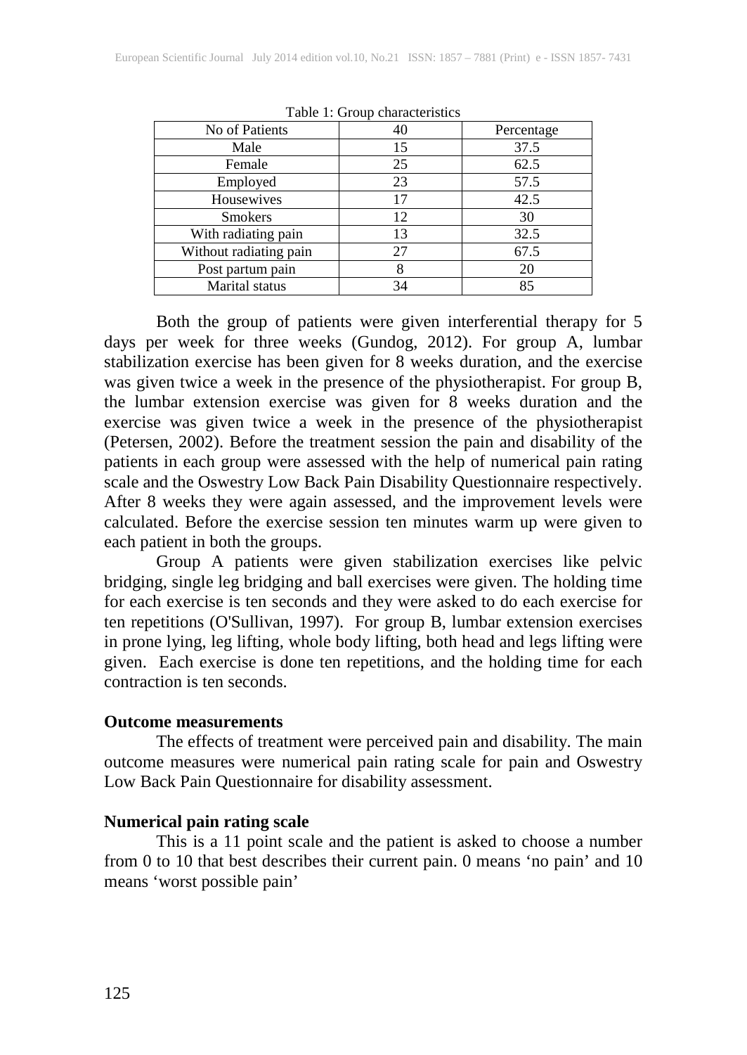Table 1: Group characteristics

| No of Patients | 40 | Percentage |
|---|---|---|
| Male | 15 | 37.5 |
| Female | 25 | 62.5 |
| Employed | 23 | 57.5 |
| Housewives | 17 | 42.5 |
| Smokers | 12 | 30 |
| With radiating pain | 13 | 32.5 |
| Without radiating pain | 27 | 67.5 |
| Post partum pain | 8 | 20 |
| Marital status | 34 | 85 |

Both the group of patients were given interferential therapy for 5 days per week for three weeks (Gundog, 2012). For group A, lumbar stabilization exercise has been given for 8 weeks duration, and the exercise was given twice a week in the presence of the physiotherapist. For group B, the lumbar extension exercise was given for 8 weeks duration and the exercise was given twice a week in the presence of the physiotherapist (Petersen, 2002). Before the treatment session the pain and disability of the patients in each group were assessed with the help of numerical pain rating scale and the Oswestry Low Back Pain Disability Questionnaire respectively. After 8 weeks they were again assessed, and the improvement levels were calculated. Before the exercise session ten minutes warm up were given to each patient in both the groups.

Group A patients were given stabilization exercises like pelvic bridging, single leg bridging and ball exercises were given. The holding time for each exercise is ten seconds and they were asked to do each exercise for ten repetitions (O'Sullivan, 1997). For group B, lumbar extension exercises in prone lying, leg lifting, whole body lifting, both head and legs lifting were given. Each exercise is done ten repetitions, and the holding time for each contraction is ten seconds.

**Outcome measurements**

The effects of treatment were perceived pain and disability. The main outcome measures were numerical pain rating scale for pain and Oswestry Low Back Pain Questionnaire for disability assessment.

**Numerical pain rating scale**

This is a 11 point scale and the patient is asked to choose a number from 0 to 10 that best describes their current pain. 0 means 'no pain' and 10 means 'worst possible pain'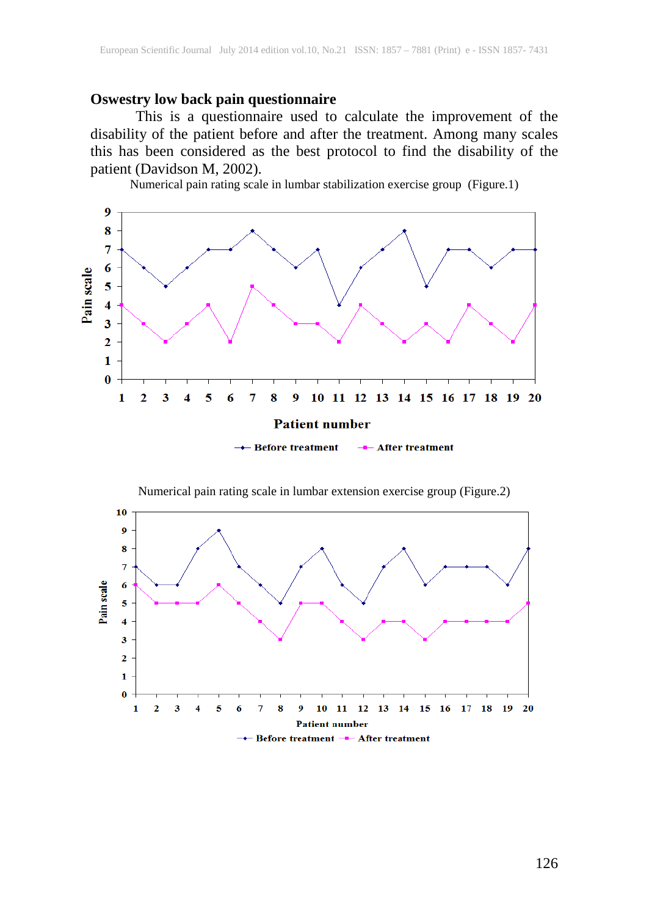## Oswestry low back pain questionnaire

This is a questionnaire used to calculate the improvement of the disability of the patient before and after the treatment. Among many scales this has been considered as the best protocol to find the disability of the patient (Davidson M, 2002).

Numerical pain rating scale in lumbar stabilization exercise group (Figure.1)

Numerical pain rating scale in lumbar extension exercise group (Figure.2)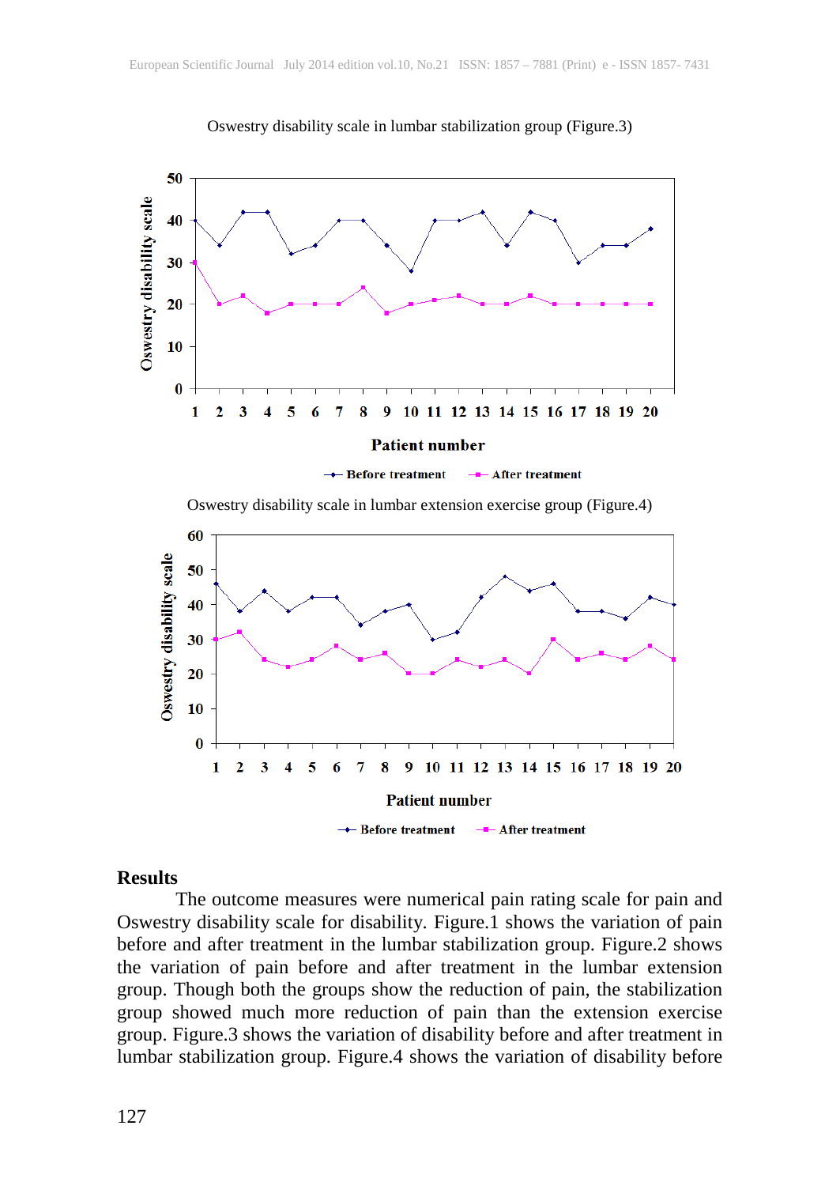Oswestry disability scale in lumbar stabilization group (Figure.3)

Oswestry disability scale in lumbar extension exercise group (Figure.4)

## Results

The outcome measures were numerical pain rating scale for pain and Oswestry disability scale for disability. Figure.1 shows the variation of pain before and after treatment in the lumbar stabilization group. Figure.2 shows the variation of pain before and after treatment in the lumbar extension group. Though both the groups show the reduction of pain, the stabilization group showed much more reduction of pain than the extension exercise group. Figure.3 shows the variation of disability before and after treatment in lumbar stabilization group. Figure.4 shows the variation of disability before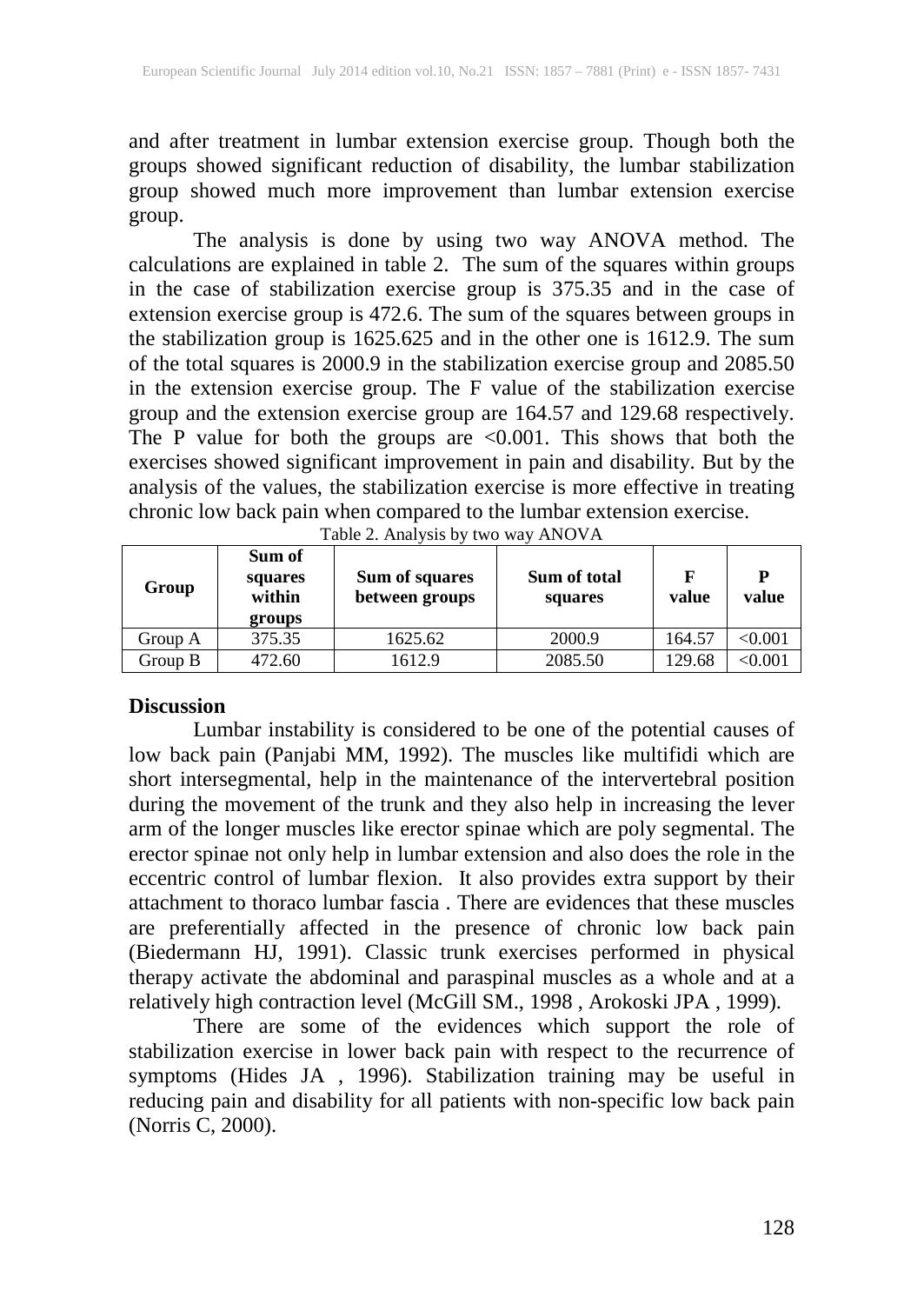and after treatment in lumbar extension exercise group. Though both the groups showed significant reduction of disability, the lumbar stabilization group showed much more improvement than lumbar extension exercise group.

The analysis is done by using two way ANOVA method. The calculations are explained in table 2. The sum of the squares within groups in the case of stabilization exercise group is 375.35 and in the case of extension exercise group is 472.6. The sum of the squares between groups in the stabilization group is 1625.625 and in the other one is 1612.9. The sum of the total squares is 2000.9 in the stabilization exercise group and 2085.50 in the extension exercise group. The F value of the stabilization exercise group and the extension exercise group are 164.57 and 129.68 respectively. The P value for both the groups are <0.001. This shows that both the exercises showed significant improvement in pain and disability. But by the analysis of the values, the stabilization exercise is more effective in treating chronic low back pain when compared to the lumbar extension exercise.

Table 2. Analysis by two way ANOVA

| Group | Sum of squares within groups | Sum of squares between groups | Sum of total squares | F value | P value |
|---|---|---|---|---|---|
| Group A | 375.35 | 1625.62 | 2000.9 | 164.57 | <0.001 |
| Group B | 472.60 | 1612.9 | 2085.50 | 129.68 | <0.001 |

## Discussion

Lumbar instability is considered to be one of the potential causes of low back pain (Panjabi MM, 1992). The muscles like multifidi which are short intersegmental, help in the maintenance of the intervertebral position during the movement of the trunk and they also help in increasing the lever arm of the longer muscles like erector spinae which are poly segmental. The erector spinae not only help in lumbar extension and also does the role in the eccentric control of lumbar flexion. It also provides extra support by their attachment to thoraco lumbar fascia . There are evidences that these muscles are preferentially affected in the presence of chronic low back pain (Biedermann HJ, 1991). Classic trunk exercises performed in physical therapy activate the abdominal and paraspinal muscles as a whole and at a relatively high contraction level (McGill SM., 1998 , Arokoski JPA , 1999).

There are some of the evidences which support the role of stabilization exercise in lower back pain with respect to the recurrence of symptoms (Hides JA , 1996). Stabilization training may be useful in reducing pain and disability for all patients with non-specific low back pain (Norris C, 2000).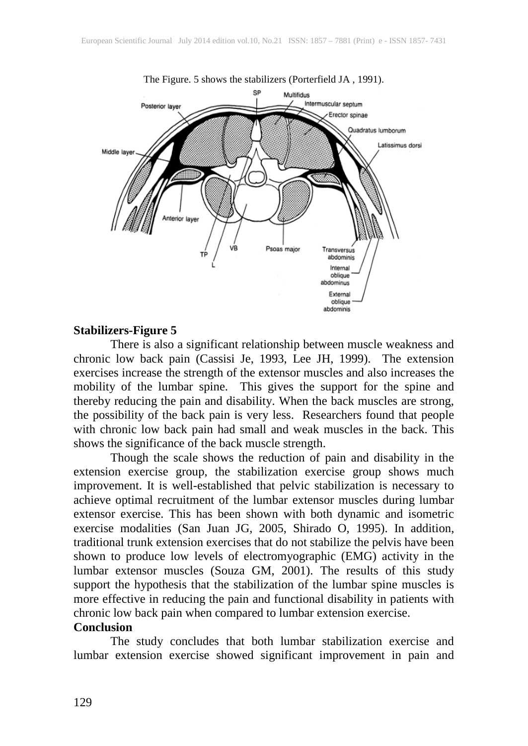The Figure. 5 shows the stabilizers (Porterfield JA , 1991).

**Stabilizers-Figure 5**

There is also a significant relationship between muscle weakness and chronic low back pain (Cassisi Je, 1993, Lee JH, 1999). The extension exercises increase the strength of the extensor muscles and also increases the mobility of the lumbar spine. This gives the support for the spine and thereby reducing the pain and disability. When the back muscles are strong, the possibility of the back pain is very less. Researchers found that people with chronic low back pain had small and weak muscles in the back. This shows the significance of the back muscle strength.

Though the scale shows the reduction of pain and disability in the extension exercise group, the stabilization exercise group shows much improvement. It is well-established that pelvic stabilization is necessary to achieve optimal recruitment of the lumbar extensor muscles during lumbar extensor exercise. This has been shown with both dynamic and isometric exercise modalities (San Juan JG, 2005, Shirado O, 1995). In addition, traditional trunk extension exercises that do not stabilize the pelvis have been shown to produce low levels of electromyographic (EMG) activity in the lumbar extensor muscles (Souza GM, 2001). The results of this study support the hypothesis that the stabilization of the lumbar spine muscles is more effective in reducing the pain and functional disability in patients with chronic low back pain when compared to lumbar extension exercise.

**Conclusion**

The study concludes that both lumbar stabilization exercise and lumbar extension exercise showed significant improvement in pain and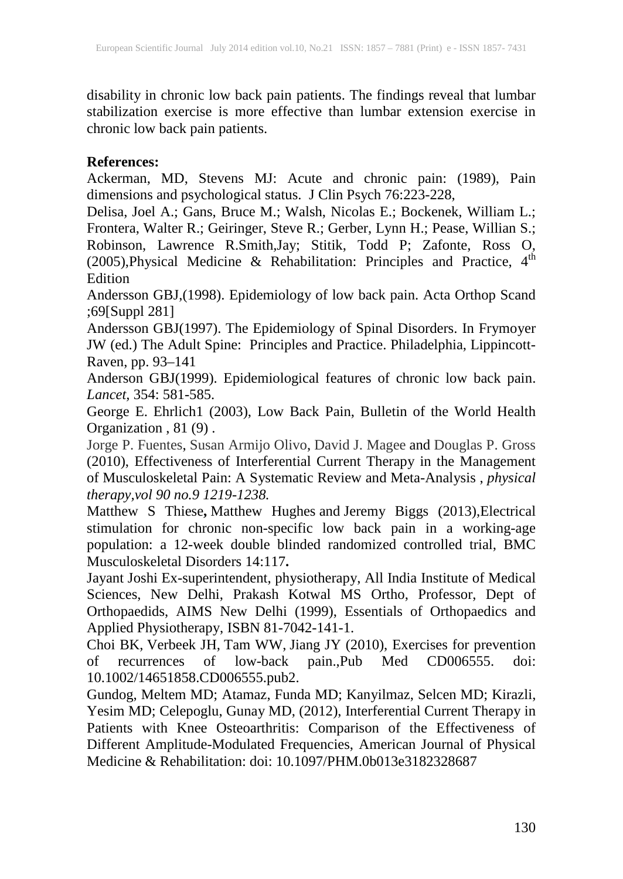disability in chronic low back pain patients. The findings reveal that lumbar stabilization exercise is more effective than lumbar extension exercise in chronic low back pain patients.

**References:**

Ackerman, MD, Stevens MJ: Acute and chronic pain: (1989), Pain dimensions and psychological status. J Clin Psych 76:223-228,

Delisa, Joel A.; Gans, Bruce M.; Walsh, Nicolas E.; Bockenek, William L.; Frontera, Walter R.; Geiringer, Steve R.; Gerber, Lynn H.; Pease, Willian S.; Robinson, Lawrence R.Smith,Jay; Stitik, Todd P; Zafonte, Ross O, (2005),Physical Medicine & Rehabilitation: Principles and Practice, 4th Edition

Andersson GBJ,(1998). Epidemiology of low back pain. Acta Orthop Scand ;69[Suppl 281]

Andersson GBJ(1997). The Epidemiology of Spinal Disorders. In Frymoyer JW (ed.) The Adult Spine: Principles and Practice. Philadelphia, Lippincott-Raven, pp. 93–141

Anderson GBJ(1999). Epidemiological features of chronic low back pain. *Lancet*, 354: 581-585.

George E. Ehrlich1 (2003), Low Back Pain, Bulletin of the World Health Organization , 81 (9) .

Jorge P. Fuentes, Susan Armijo Olivo, David J. Magee and Douglas P. Gross (2010), Effectiveness of Interferential Current Therapy in the Management of Musculoskeletal Pain: A Systematic Review and Meta-Analysis , *physical therapy,vol 90 no.9 1219-1238.*

Matthew S Thiese**,** Matthew Hughes and Jeremy Biggs (2013),Electrical stimulation for chronic non-specific low back pain in a working-age population: a 12-week double blinded randomized controlled trial, BMC Musculoskeletal Disorders 14:117**.**

Jayant Joshi Ex-superintendent, physiotherapy, All India Institute of Medical Sciences, New Delhi, Prakash Kotwal MS Ortho, Professor, Dept of Orthopaedids, AIMS New Delhi (1999), Essentials of Orthopaedics and Applied Physiotherapy, ISBN 81-7042-141-1.

Choi BK, Verbeek JH, Tam WW, Jiang JY (2010), Exercises for prevention of recurrences of low-back pain.,Pub Med CD006555. doi: 10.1002/14651858.CD006555.pub2.

Gundog, Meltem MD; Atamaz, Funda MD; Kanyilmaz, Selcen MD; Kirazli, Yesim MD; Celepoglu, Gunay MD, (2012), Interferential Current Therapy in Patients with Knee Osteoarthritis: Comparison of the Effectiveness of Different Amplitude-Modulated Frequencies, American Journal of Physical Medicine & Rehabilitation: doi: 10.1097/PHM.0b013e3182328687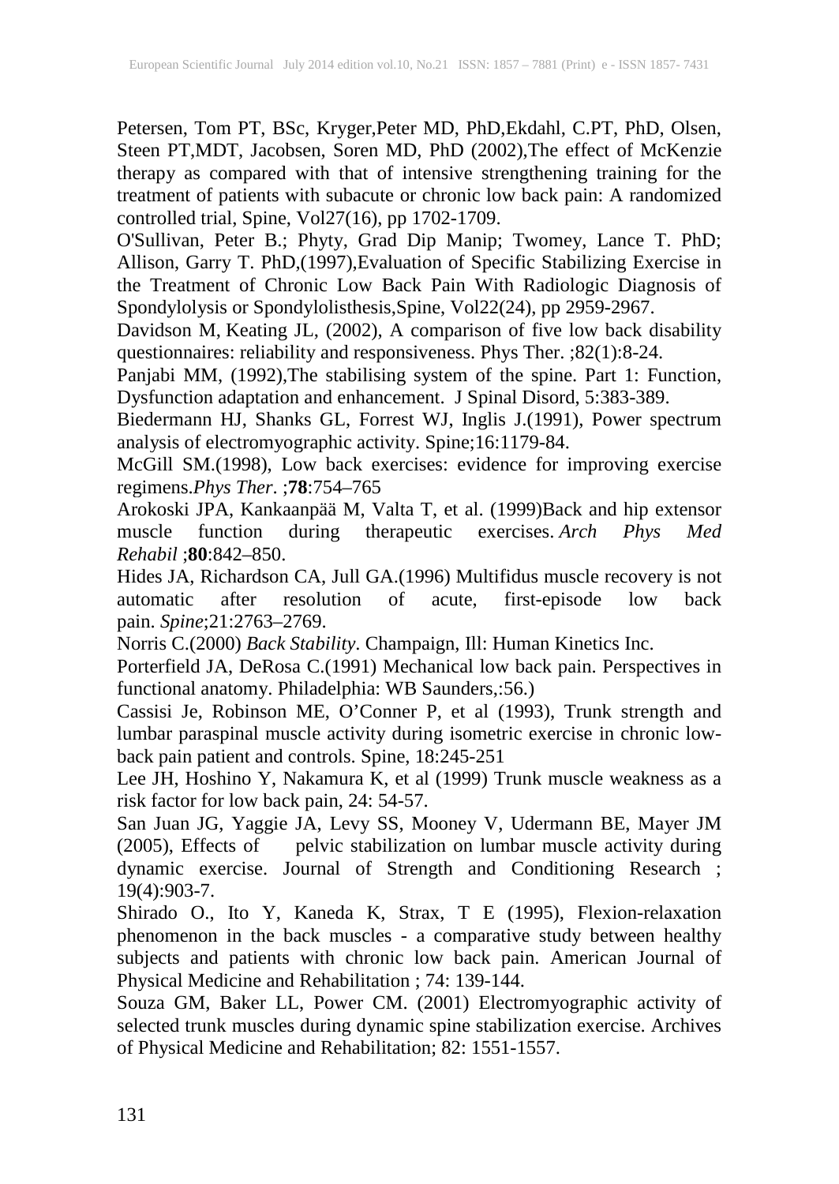Petersen, Tom PT, BSc, Kryger,Peter MD, PhD,Ekdahl, C.PT, PhD, Olsen, Steen PT,MDT, Jacobsen, Soren MD, PhD (2002),The effect of McKenzie therapy as compared with that of intensive strengthening training for the treatment of patients with subacute or chronic low back pain: A randomized controlled trial, Spine, Vol27(16), pp 1702-1709.

O'Sullivan, Peter B.; Phyty, Grad Dip Manip; Twomey, Lance T. PhD; Allison, Garry T. PhD,(1997),Evaluation of Specific Stabilizing Exercise in the Treatment of Chronic Low Back Pain With Radiologic Diagnosis of Spondylolysis or Spondylolisthesis,Spine, Vol22(24), pp 2959-2967.

Davidson M, Keating JL, (2002), A comparison of five low back disability questionnaires: reliability and responsiveness. Phys Ther. ;82(1):8-24.

Panjabi MM, (1992),The stabilising system of the spine. Part 1: Function, Dysfunction adaptation and enhancement. J Spinal Disord, 5:383-389.

Biedermann HJ, Shanks GL, Forrest WJ, Inglis J.(1991), Power spectrum analysis of electromyographic activity. Spine;16:1179-84.

McGill SM.(1998), Low back exercises: evidence for improving exercise regimens.*Phys Ther*. ;**78**:754–765

Arokoski JPA, Kankaanpää M, Valta T, et al. (1999)Back and hip extensor muscle function during therapeutic exercises. *Arch Phys Med Rehabil* ;**80**:842–850.

Hides JA, Richardson CA, Jull GA.(1996) Multifidus muscle recovery is not automatic after resolution of acute, first-episode low back pain. *Spine*;21:2763–2769.

Norris C.(2000) *Back Stability*. Champaign, Ill: Human Kinetics Inc.

Porterfield JA, DeRosa C.(1991) Mechanical low back pain. Perspectives in functional anatomy. Philadelphia: WB Saunders,:56.)

Cassisi Je, Robinson ME, O'Conner P, et al (1993), Trunk strength and lumbar paraspinal muscle activity during isometric exercise in chronic low-back pain patient and controls. Spine, 18:245-251

Lee JH, Hoshino Y, Nakamura K, et al (1999) Trunk muscle weakness as a risk factor for low back pain, 24: 54-57.

San Juan JG, Yaggie JA, Levy SS, Mooney V, Udermann BE, Mayer JM (2005), Effects of pelvic stabilization on lumbar muscle activity during dynamic exercise. Journal of Strength and Conditioning Research ; 19(4):903-7.

Shirado O., Ito Y, Kaneda K, Strax, T E (1995), Flexion-relaxation phenomenon in the back muscles - a comparative study between healthy subjects and patients with chronic low back pain. American Journal of Physical Medicine and Rehabilitation ; 74: 139-144.

Souza GM, Baker LL, Power CM. (2001) Electromyographic activity of selected trunk muscles during dynamic spine stabilization exercise. Archives of Physical Medicine and Rehabilitation; 82: 1551-1557.